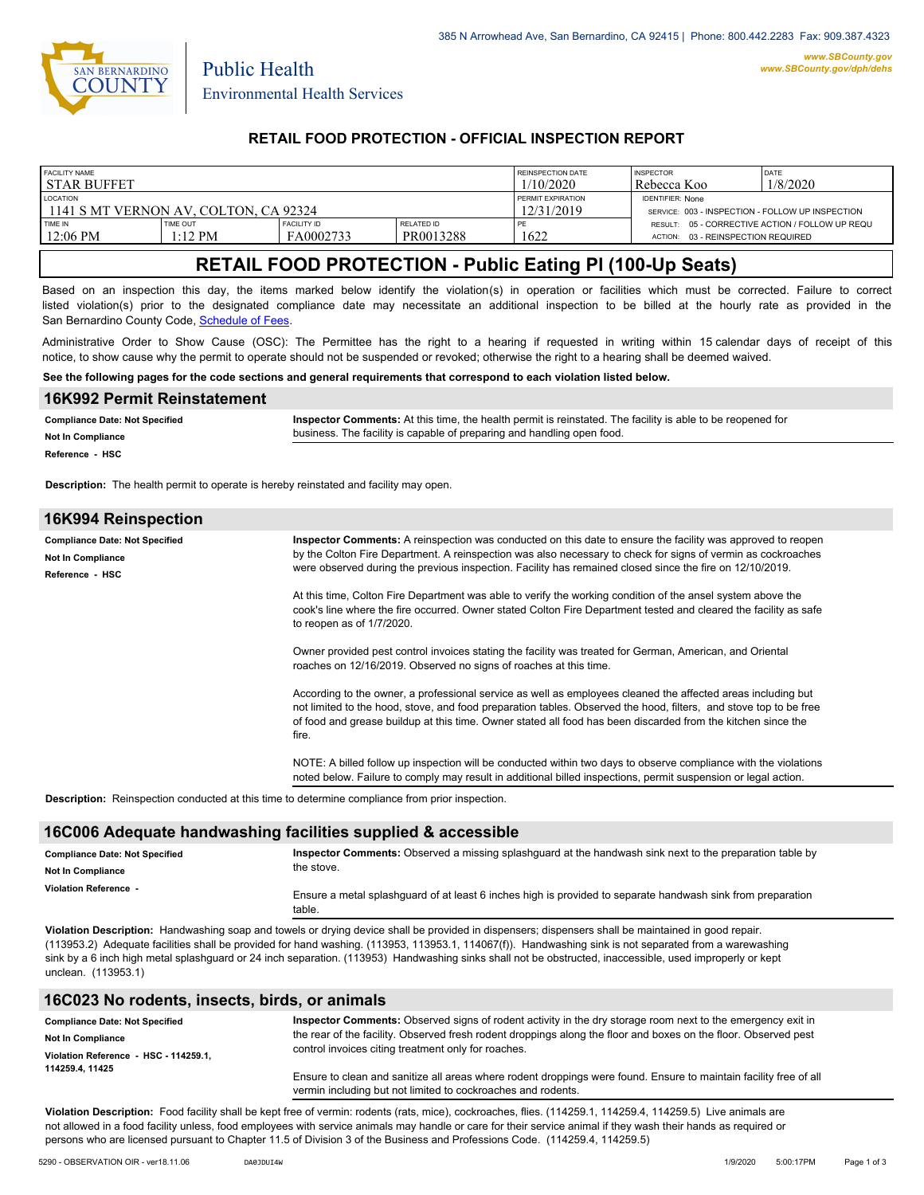385 N Arrowhead Ave, San Bernardino, CA 92415 | Phone: 800.442.2283 Fax: 909.387.4323

www.SBCounty.gov
www.SBCounty.gov/dph/dehs

SAN BERNARDINO COUNTY

Public Health
Environmental Health Services

## RETAIL FOOD PROTECTION - OFFICIAL INSPECTION REPORT

| FACILITY NAME | | | | REINSPECTION DATE | INSPECTOR | DATE |
|---|---|---|---|---|---|---|
| STAR BUFFET | | | | 1/10/2020 | Rebecca Koo | 1/8/2020 |
| LOCATION | | | | PERMIT EXPIRATION | IDENTIFIER: None | |
| 1141 S MT VERNON AV, COLTON, CA 92324 | | | | 12/31/2019 | SERVICE: 003 - INSPECTION - FOLLOW UP INSPECTION | |
| TIME IN | TIME OUT | FACILITY ID | RELATED ID | PE | RESULT: 05 - CORRECTIVE ACTION / FOLLOW UP REQU | |
| 12:06 PM | 1:12 PM | FA0002733 | PR0013288 | 1622 | ACTION: 03 - REINSPECTION REQUIRED | |

# RETAIL FOOD PROTECTION - Public Eating Pl (100-Up Seats)

Based on an inspection this day, the items marked below identify the violation(s) in operation or facilities which must be corrected. Failure to correct listed violation(s) prior to the designated compliance date may necessitate an additional inspection to be billed at the hourly rate as provided in the San Bernardino County Code, Schedule of Fees.

Administrative Order to Show Cause (OSC): The Permittee has the right to a hearing if requested in writing within 15 calendar days of receipt of this notice, to show cause why the permit to operate should not be suspended or revoked; otherwise the right to a hearing shall be deemed waived.

**See the following pages for the code sections and general requirements that correspond to each violation listed below.**

## 16K992 Permit Reinstatement

**Compliance Date: Not Specified**
**Not In Compliance**
**Reference - HSC**

**Inspector Comments:** At this time, the health permit is reinstated. The facility is able to be reopened for business. The facility is capable of preparing and handling open food.

**Description:** The health permit to operate is hereby reinstated and facility may open.

## 16K994 Reinspection

**Compliance Date: Not Specified**
**Not In Compliance**
**Reference - HSC**

**Inspector Comments:** A reinspection was conducted on this date to ensure the facility was approved to reopen by the Colton Fire Department. A reinspection was also necessary to check for signs of vermin as cockroaches were observed during the previous inspection. Facility has remained closed since the fire on 12/10/2019.

At this time, Colton Fire Department was able to verify the working condition of the ansel system above the cook's line where the fire occurred. Owner stated Colton Fire Department tested and cleared the facility as safe to reopen as of 1/7/2020.

Owner provided pest control invoices stating the facility was treated for German, American, and Oriental roaches on 12/16/2019. Observed no signs of roaches at this time.

According to the owner, a professional service as well as employees cleaned the affected areas including but not limited to the hood, stove, and food preparation tables. Observed the hood, filters, and stove top to be free of food and grease buildup at this time. Owner stated all food has been discarded from the kitchen since the fire.

NOTE: A billed follow up inspection will be conducted within two days to observe compliance with the violations noted below. Failure to comply may result in additional billed inspections, permit suspension or legal action.

**Description:** Reinspection conducted at this time to determine compliance from prior inspection.

## 16C006 Adequate handwashing facilities supplied & accessible

**Compliance Date: Not Specified**
**Not In Compliance**
**Violation Reference -**

**Inspector Comments:** Observed a missing splashguard at the handwash sink next to the preparation table by the stove.

Ensure a metal splashguard of at least 6 inches high is provided to separate handwash sink from preparation table.

**Violation Description:** Handwashing soap and towels or drying device shall be provided in dispensers; dispensers shall be maintained in good repair. (113953.2) Adequate facilities shall be provided for hand washing. (113953, 113953.1, 114067(f)). Handwashing sink is not separated from a warewashing sink by a 6 inch high metal splashguard or 24 inch separation. (113953) Handwashing sinks shall not be obstructed, inaccessible, used improperly or kept unclean. (113953.1)

## 16C023 No rodents, insects, birds, or animals

**Compliance Date: Not Specified**
**Not In Compliance**
**Violation Reference - HSC - 114259.1, 114259.4, 11425**

**Inspector Comments:** Observed signs of rodent activity in the dry storage room next to the emergency exit in the rear of the facility. Observed fresh rodent droppings along the floor and boxes on the floor. Observed pest control invoices citing treatment only for roaches.

Ensure to clean and sanitize all areas where rodent droppings were found. Ensure to maintain facility free of all vermin including but not limited to cockroaches and rodents.

**Violation Description:** Food facility shall be kept free of vermin: rodents (rats, mice), cockroaches, flies. (114259.1, 114259.4, 114259.5) Live animals are not allowed in a food facility unless, food employees with service animals may handle or care for their service animal if they wash their hands as required or persons who are licensed pursuant to Chapter 11.5 of Division 3 of the Business and Professions Code. (114259.4, 114259.5)

5290 - OBSERVATION OIR - ver18.11.06 DA0JDUI4W 1/9/2020 5:00:17PM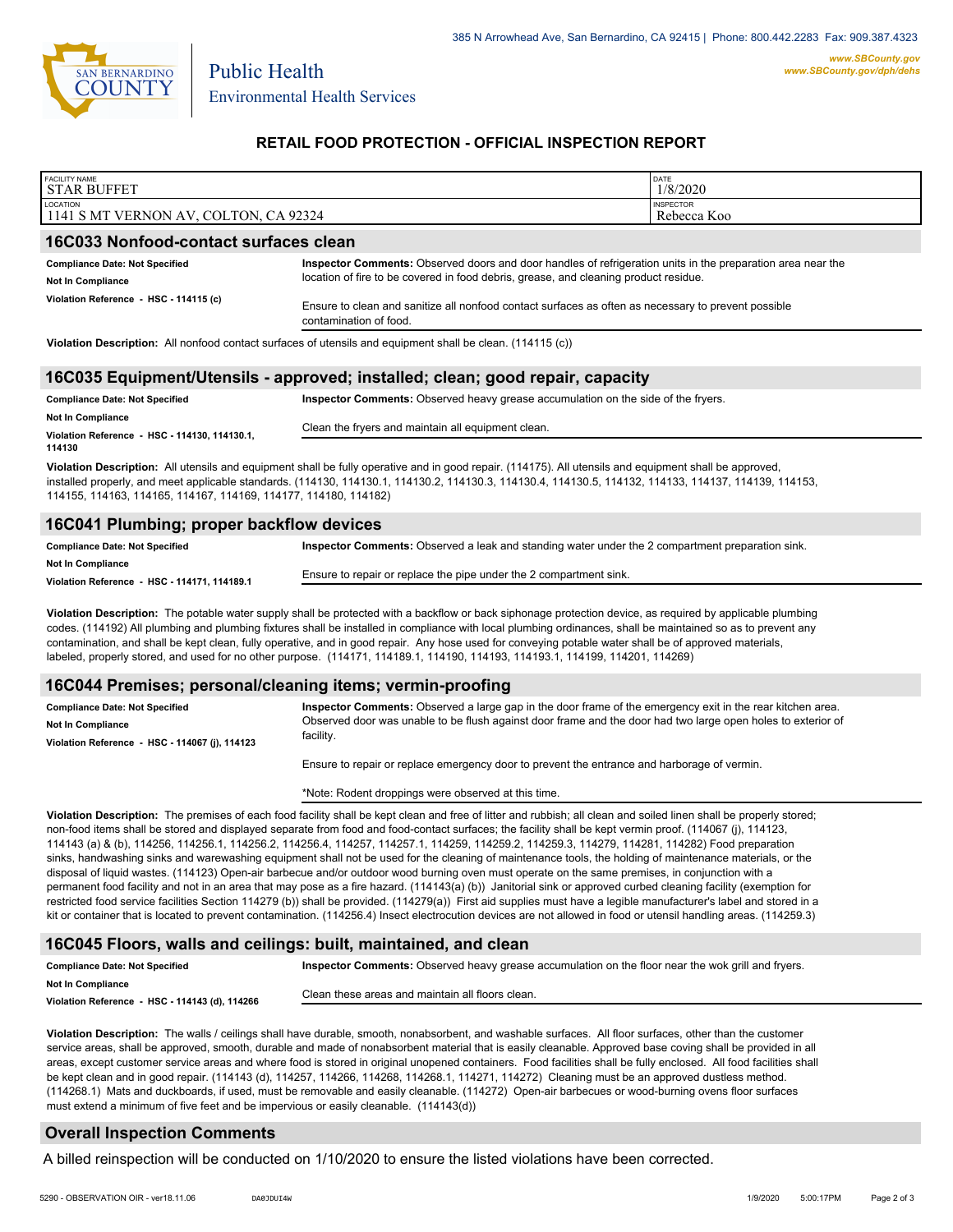385 N Arrowhead Ave, San Bernardino, CA 92415 | Phone: 800.442.2283 Fax: 909.387.4323

www.SBCounty.gov
www.SBCounty.gov/dph/dehs

Public Health
Environmental Health Services

## RETAIL FOOD PROTECTION - OFFICIAL INSPECTION REPORT

| FACILITY NAME | DATE |
|---|---|
| STAR BUFFET | 1/8/2020 |
| **LOCATION** | **INSPECTOR** |
| 1141 S MT VERNON AV, COLTON, CA 92324 | Rebecca Koo |

### 16C033 Nonfood-contact surfaces clean

**Compliance Date: Not Specified**

**Not In Compliance**

**Violation Reference - HSC - 114115 (c)**

**Inspector Comments:** Observed doors and door handles of refrigeration units in the preparation area near the location of fire to be covered in food debris, grease, and cleaning product residue.

Ensure to clean and sanitize all nonfood contact surfaces as often as necessary to prevent possible contamination of food.

**Violation Description:** All nonfood contact surfaces of utensils and equipment shall be clean. (114115 (c))

### 16C035 Equipment/Utensils - approved; installed; clean; good repair, capacity

**Compliance Date: Not Specified**

**Not In Compliance**

**Violation Reference - HSC - 114130, 114130.1, 114130**

**Inspector Comments:** Observed heavy grease accumulation on the side of the fryers.

Clean the fryers and maintain all equipment clean.

**Violation Description:** All utensils and equipment shall be fully operative and in good repair. (114175). All utensils and equipment shall be approved, installed properly, and meet applicable standards. (114130, 114130.1, 114130.2, 114130.3, 114130.4, 114130.5, 114132, 114133, 114137, 114139, 114153, 114155, 114163, 114165, 114167, 114169, 114177, 114180, 114182)

### 16C041 Plumbing; proper backflow devices

**Compliance Date: Not Specified**

**Not In Compliance**

**Violation Reference - HSC - 114171, 114189.1**

**Inspector Comments:** Observed a leak and standing water under the 2 compartment preparation sink.

Ensure to repair or replace the pipe under the 2 compartment sink.

**Violation Description:** The potable water supply shall be protected with a backflow or back siphonage protection device, as required by applicable plumbing codes. (114192) All plumbing and plumbing fixtures shall be installed in compliance with local plumbing ordinances, shall be maintained so as to prevent any contamination, and shall be kept clean, fully operative, and in good repair. Any hose used for conveying potable water shall be of approved materials, labeled, properly stored, and used for no other purpose. (114171, 114189.1, 114190, 114193, 114193.1, 114199, 114201, 114269)

### 16C044 Premises; personal/cleaning items; vermin-proofing

**Compliance Date: Not Specified**

**Not In Compliance**

**Violation Reference - HSC - 114067 (j), 114123**

**Inspector Comments:** Observed a large gap in the door frame of the emergency exit in the rear kitchen area. Observed door was unable to be flush against door frame and the door had two large open holes to exterior of facility.

Ensure to repair or replace emergency door to prevent the entrance and harborage of vermin.

*Note: Rodent droppings were observed at this time.

**Violation Description:** The premises of each food facility shall be kept clean and free of litter and rubbish; all clean and soiled linen shall be properly stored; non-food items shall be stored and displayed separate from food and food-contact surfaces; the facility shall be kept vermin proof. (114067 (j), 114123, 114143 (a) & (b), 114256, 114256.1, 114256.2, 114256.4, 114257, 114257.1, 114259, 114259.2, 114259.3, 114279, 114281, 114282) Food preparation sinks, handwashing sinks and warewashing equipment shall not be used for the cleaning of maintenance tools, the holding of maintenance materials, or the disposal of liquid wastes. (114123) Open-air barbecue and/or outdoor wood burning oven must operate on the same premises, in conjunction with a permanent food facility and not in an area that may pose as a fire hazard. (114143(a) (b)) Janitorial sink or approved curbed cleaning facility (exemption for restricted food service facilities Section 114279 (b)) shall be provided. (114279(a)) First aid supplies must have a legible manufacturer's label and stored in a kit or container that is located to prevent contamination. (114256.4) Insect electrocution devices are not allowed in food or utensil handling areas. (114259.3)

### 16C045 Floors, walls and ceilings: built, maintained, and clean

**Compliance Date: Not Specified**

**Not In Compliance**

**Violation Reference - HSC - 114143 (d), 114266**

**Inspector Comments:** Observed heavy grease accumulation on the floor near the wok grill and fryers.

Clean these areas and maintain all floors clean.

**Violation Description:** The walls / ceilings shall have durable, smooth, nonabsorbent, and washable surfaces. All floor surfaces, other than the customer service areas, shall be approved, smooth, durable and made of nonabsorbent material that is easily cleanable. Approved base coving shall be provided in all areas, except customer service areas and where food is stored in original unopened containers. Food facilities shall be fully enclosed. All food facilities shall be kept clean and in good repair. (114143 (d), 114257, 114266, 114268, 114268.1, 114271, 114272) Cleaning must be an approved dustless method. (114268.1) Mats and duckboards, if used, must be removable and easily cleanable. (114272) Open-air barbecues or wood-burning ovens floor surfaces must extend a minimum of five feet and be impervious or easily cleanable. (114143(d))

### Overall Inspection Comments

A billed reinspection will be conducted on 1/10/2020 to ensure the listed violations have been corrected.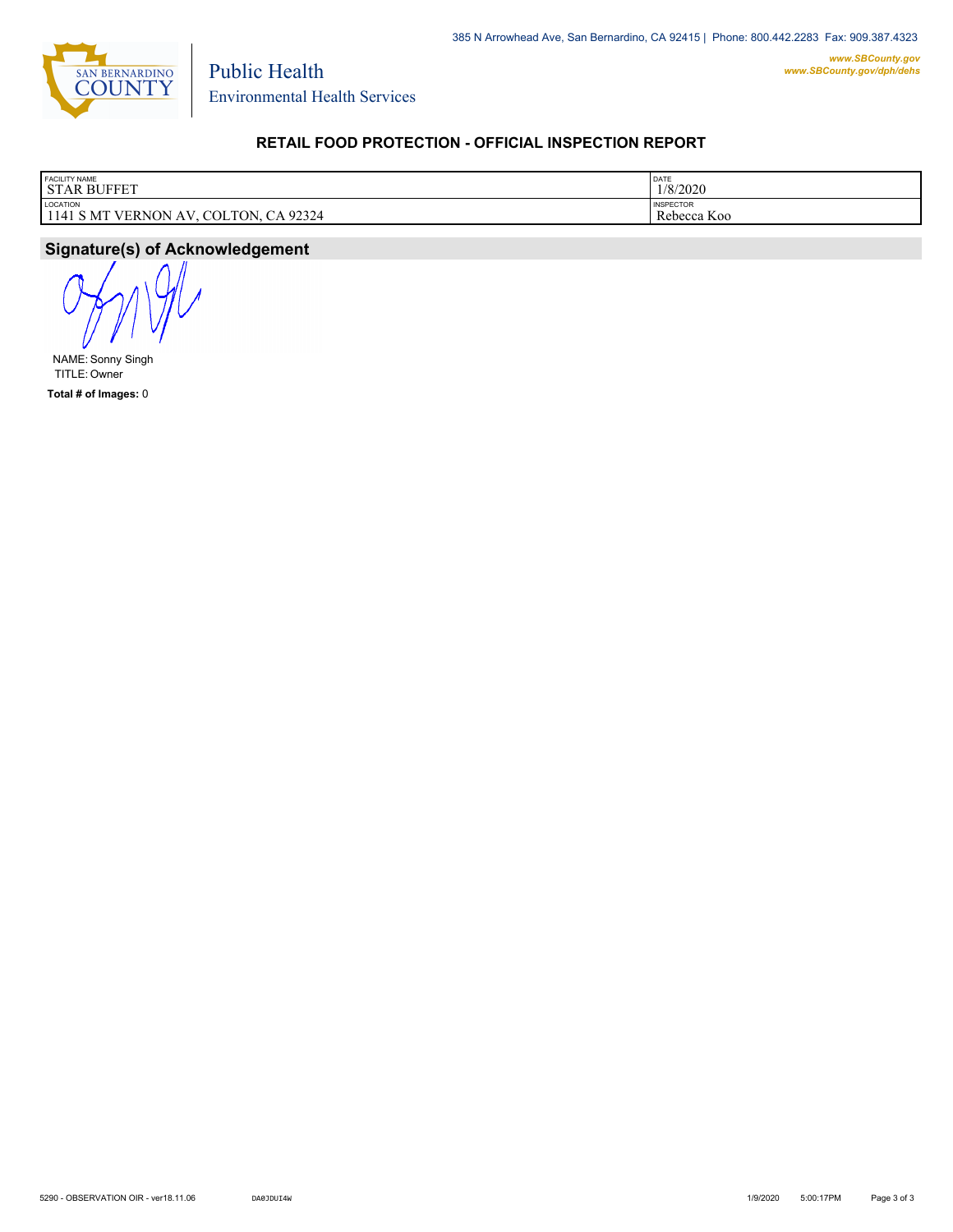385 N Arrowhead Ave, San Bernardino, CA 92415 | Phone: 800.442.2283 Fax: 909.387.4323

*www.SBCounty.gov*
*www.SBCounty.gov/dph/dehs*

SAN BERNARDINO COUNTY

Public Health
Environmental Health Services

## RETAIL FOOD PROTECTION - OFFICIAL INSPECTION REPORT

| FACILITY NAME | DATE |
|---|---|
| STAR BUFFET | 1/8/2020 |
| **LOCATION** | **INSPECTOR** |
| 1141 S MT VERNON AV, COLTON, CA 92324 | Rebecca Koo |

## Signature(s) of Acknowledgement

NAME: Sonny Singh
TITLE: Owner

**Total # of Images:** 0

5290 - OBSERVATION OIR - ver18.11.06 DA0JDUI4W 1/9/2020 5:00:17PM